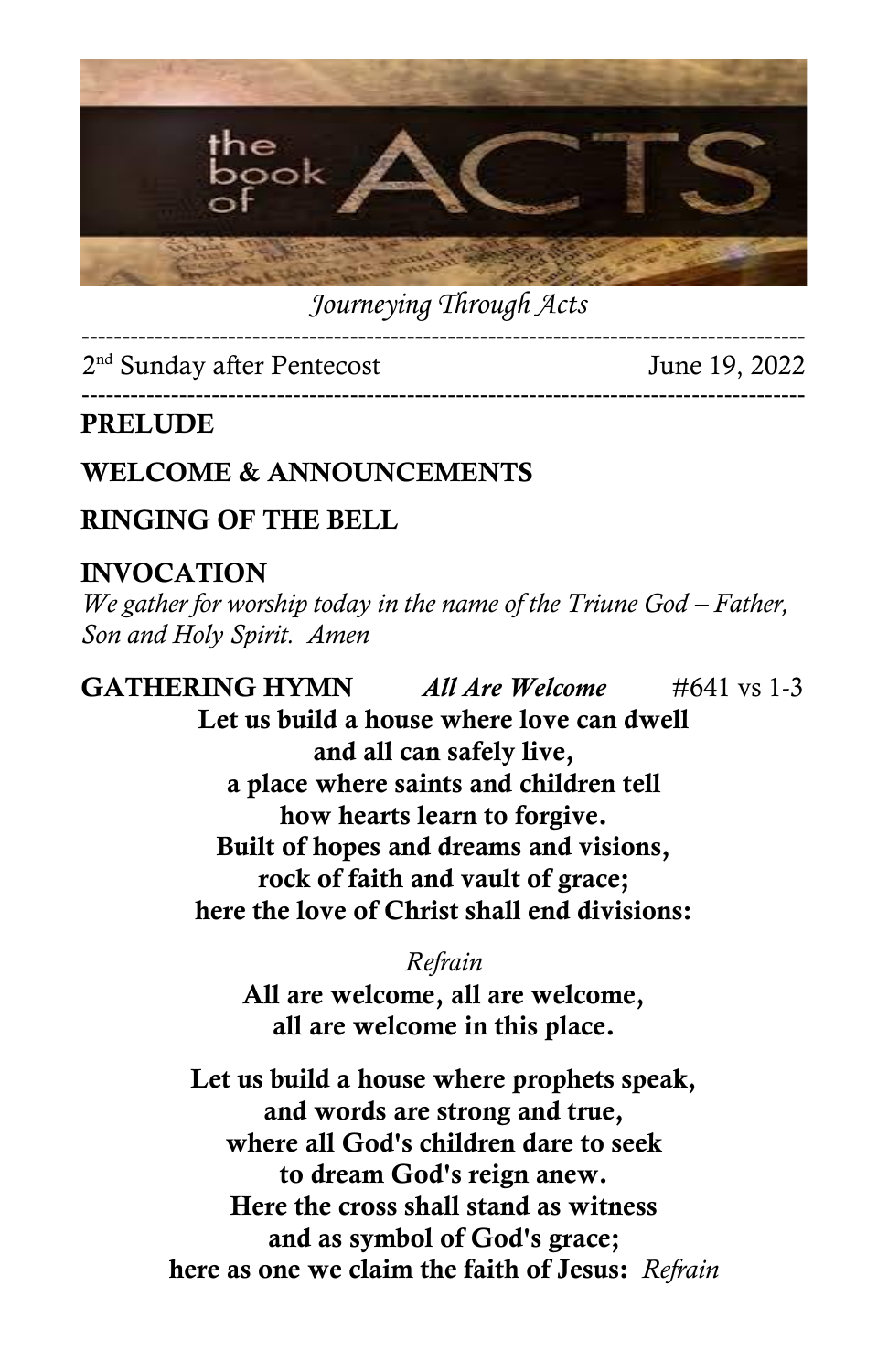*Journeying Through Acts*

---

2nd Sunday after Pentecost June 19, 2022

---

**PRELUDE**

**WELCOME & ANNOUNCEMENTS**

**RINGING OF THE BELL**

**INVOCATION**

*We gather for worship today in the name of the Triune God – Father, Son and Holy Spirit. Amen*

**GATHERING HYMN** ***All Are Welcome*** #641 vs 1-3

**Let us build a house where love can dwell**
**and all can safely live,**
**a place where saints and children tell**
**how hearts learn to forgive.**
**Built of hopes and dreams and visions,**
**rock of faith and vault of grace;**
**here the love of Christ shall end divisions:**

*Refrain*

**All are welcome, all are welcome,**
**all are welcome in this place.**

**Let us build a house where prophets speak,**
**and words are strong and true,**
**where all God's children dare to seek**
**to dream God's reign anew.**
**Here the cross shall stand as witness**
**and as symbol of God's grace;**
**here as one we claim the faith of Jesus:** *Refrain*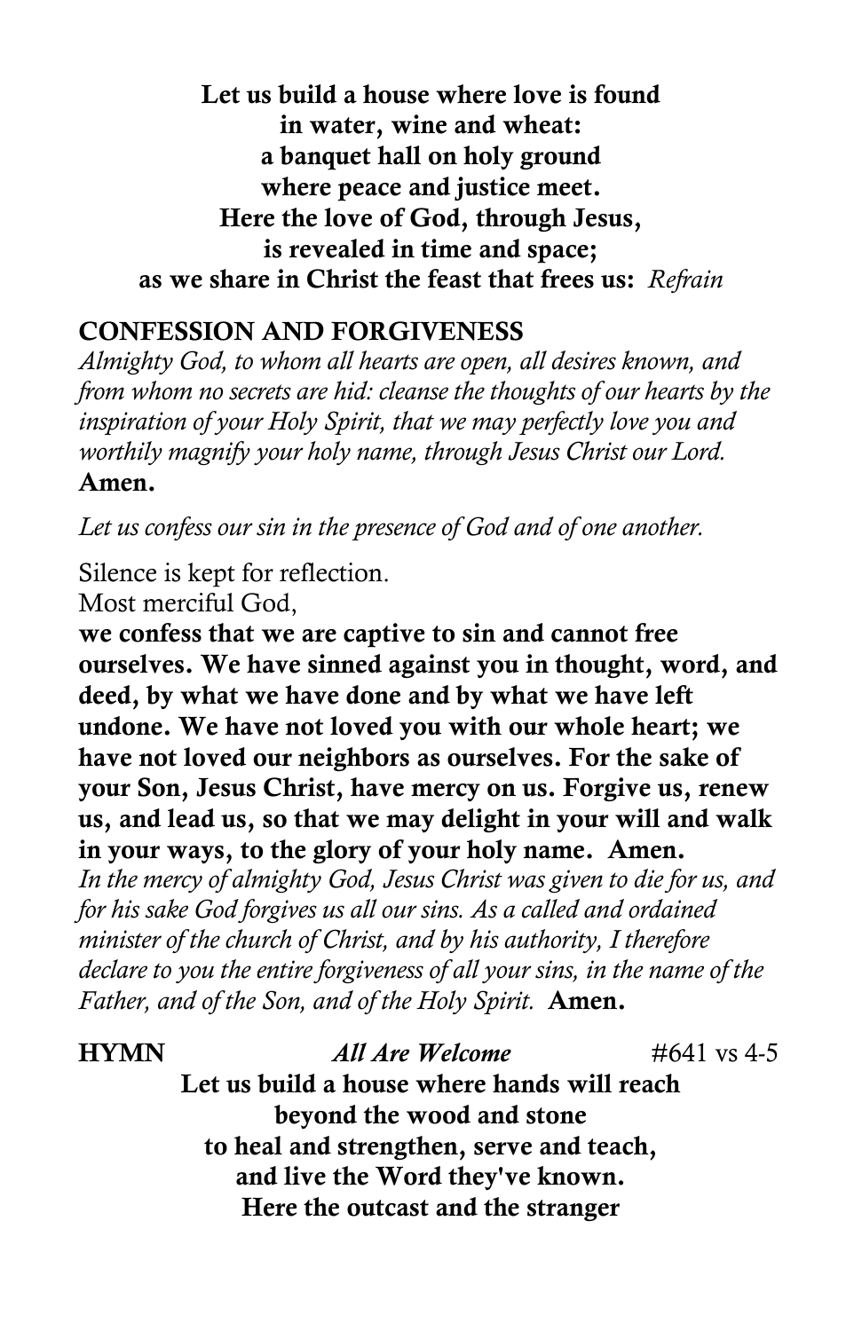**Let us build a house where love is found**  
**in water, wine and wheat:**  
**a banquet hall on holy ground**  
**where peace and justice meet.**  
**Here the love of God, through Jesus,**  
**is revealed in time and space;**  
**as we share in Christ the feast that frees us:** *Refrain*

## CONFESSION AND FORGIVENESS

*Almighty God, to whom all hearts are open, all desires known, and from whom no secrets are hid: cleanse the thoughts of our hearts by the inspiration of your Holy Spirit, that we may perfectly love you and worthily magnify your holy name, through Jesus Christ our Lord.* **Amen.**

*Let us confess our sin in the presence of God and of one another.*

Silence is kept for reflection.  
Most merciful God,  
**we confess that we are captive to sin and cannot free ourselves. We have sinned against you in thought, word, and deed, by what we have done and by what we have left undone. We have not loved you with our whole heart; we have not loved our neighbors as ourselves. For the sake of your Son, Jesus Christ, have mercy on us. Forgive us, renew us, and lead us, so that we may delight in your will and walk in your ways, to the glory of your holy name. Amen.**  
*In the mercy of almighty God, Jesus Christ was given to die for us, and for his sake God forgives us all our sins. As a called and ordained minister of the church of Christ, and by his authority, I therefore declare to you the entire forgiveness of all your sins, in the name of the Father, and of the Son, and of the Holy Spirit.* **Amen.**

**HYMN** *All Are Welcome* #641 vs 4-5

**Let us build a house where hands will reach**  
**beyond the wood and stone**  
**to heal and strengthen, serve and teach,**  
**and live the Word they've known.**  
**Here the outcast and the stranger**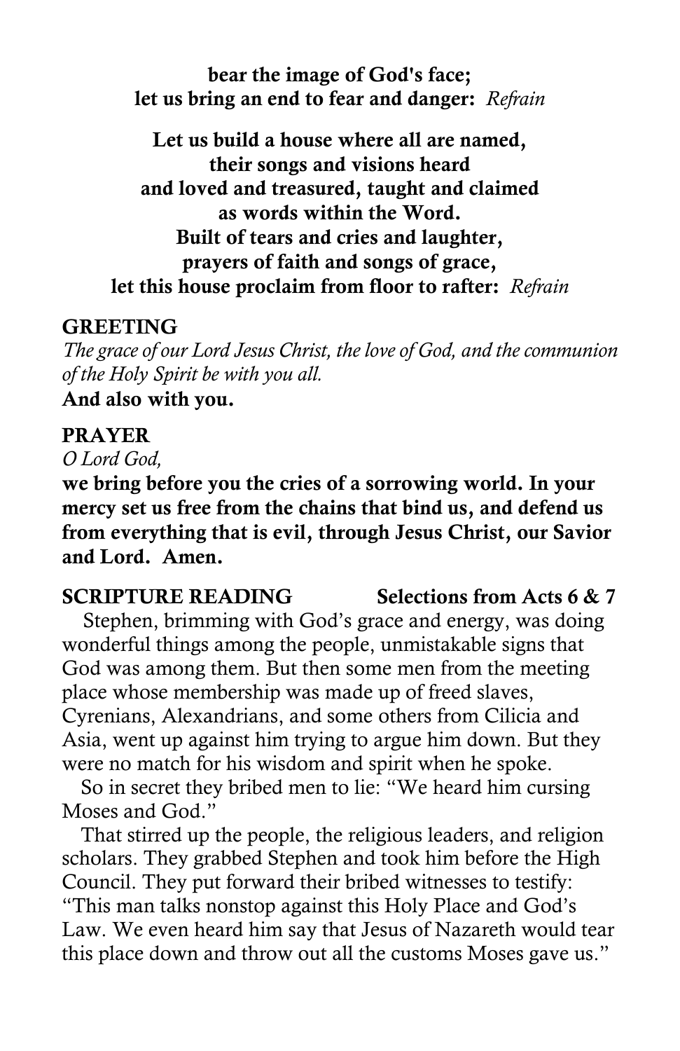**bear the image of God's face;**
**let us bring an end to fear and danger:** *Refrain*

**Let us build a house where all are named,**
**their songs and visions heard**
**and loved and treasured, taught and claimed**
**as words within the Word.**
**Built of tears and cries and laughter,**
**prayers of faith and songs of grace,**
**let this house proclaim from floor to rafter:** *Refrain*

**GREETING**

*The grace of our Lord Jesus Christ, the love of God, and the communion of the Holy Spirit be with you all.*

**And also with you.**

**PRAYER**

*O Lord God,*

**we bring before you the cries of a sorrowing world. In your mercy set us free from the chains that bind us, and defend us from everything that is evil, through Jesus Christ, our Savior and Lord. Amen.**

**SCRIPTURE READING** **Selections from Acts 6 & 7**

Stephen, brimming with God's grace and energy, was doing wonderful things among the people, unmistakable signs that God was among them. But then some men from the meeting place whose membership was made up of freed slaves, Cyrenians, Alexandrians, and some others from Cilicia and Asia, went up against him trying to argue him down. But they were no match for his wisdom and spirit when he spoke.

So in secret they bribed men to lie: "We heard him cursing Moses and God."

That stirred up the people, the religious leaders, and religion scholars. They grabbed Stephen and took him before the High Council. They put forward their bribed witnesses to testify: "This man talks nonstop against this Holy Place and God's Law. We even heard him say that Jesus of Nazareth would tear this place down and throw out all the customs Moses gave us."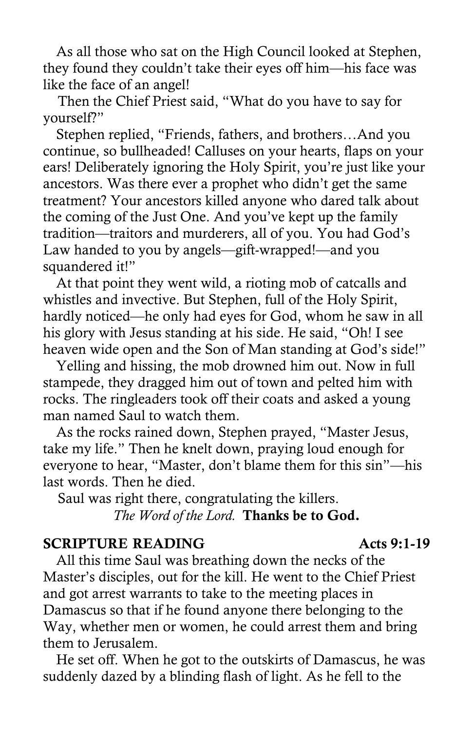As all those who sat on the High Council looked at Stephen, they found they couldn't take their eyes off him—his face was like the face of an angel!

Then the Chief Priest said, "What do you have to say for yourself?"

Stephen replied, "Friends, fathers, and brothers…And you continue, so bullheaded! Calluses on your hearts, flaps on your ears! Deliberately ignoring the Holy Spirit, you're just like your ancestors. Was there ever a prophet who didn't get the same treatment? Your ancestors killed anyone who dared talk about the coming of the Just One. And you've kept up the family tradition—traitors and murderers, all of you. You had God's Law handed to you by angels—gift-wrapped!—and you squandered it!"

At that point they went wild, a rioting mob of catcalls and whistles and invective. But Stephen, full of the Holy Spirit, hardly noticed—he only had eyes for God, whom he saw in all his glory with Jesus standing at his side. He said, "Oh! I see heaven wide open and the Son of Man standing at God's side!"

Yelling and hissing, the mob drowned him out. Now in full stampede, they dragged him out of town and pelted him with rocks. The ringleaders took off their coats and asked a young man named Saul to watch them.

As the rocks rained down, Stephen prayed, "Master Jesus, take my life." Then he knelt down, praying loud enough for everyone to hear, "Master, don't blame them for this sin"—his last words. Then he died.

Saul was right there, congratulating the killers.

*The Word of the Lord.* **Thanks be to God.**

**SCRIPTURE READING** **Acts 9:1-19**

All this time Saul was breathing down the necks of the Master's disciples, out for the kill. He went to the Chief Priest and got arrest warrants to take to the meeting places in Damascus so that if he found anyone there belonging to the Way, whether men or women, he could arrest them and bring them to Jerusalem.

He set off. When he got to the outskirts of Damascus, he was suddenly dazed by a blinding flash of light. As he fell to the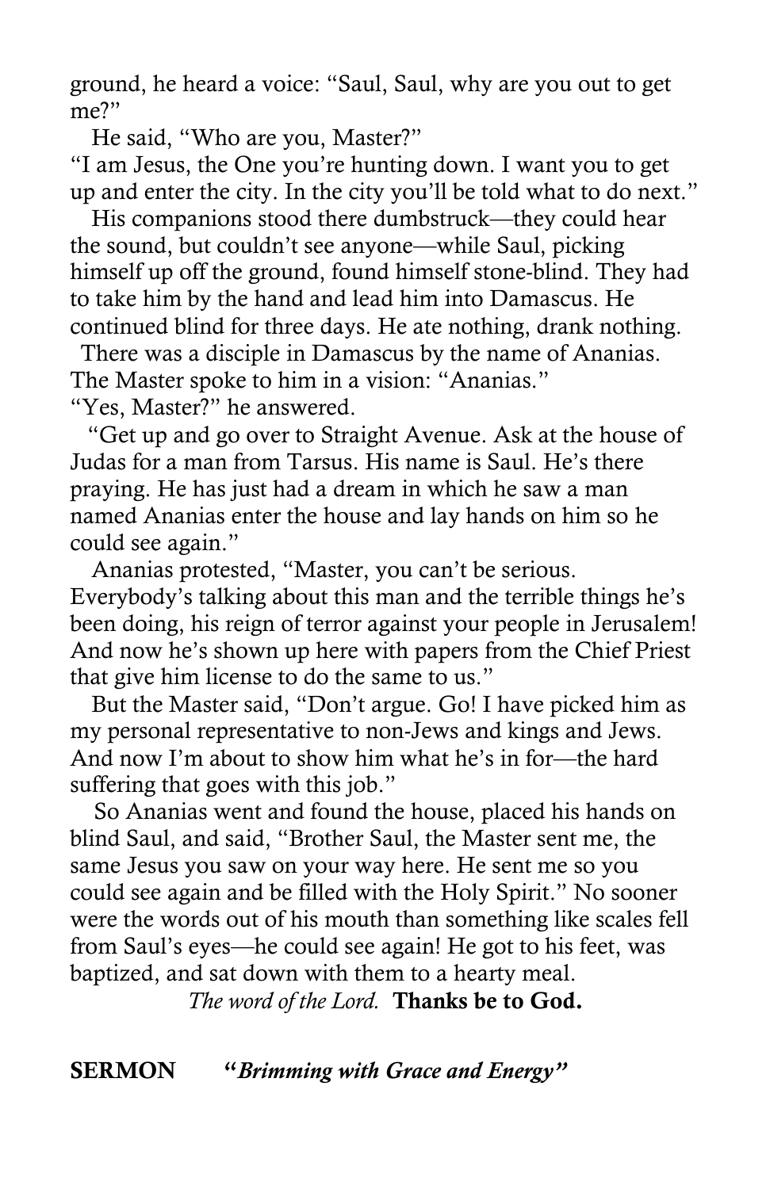ground, he heard a voice: "Saul, Saul, why are you out to get me?"

He said, "Who are you, Master?"

"I am Jesus, the One you're hunting down. I want you to get up and enter the city. In the city you'll be told what to do next."

His companions stood there dumbstruck—they could hear the sound, but couldn't see anyone—while Saul, picking himself up off the ground, found himself stone-blind. They had to take him by the hand and lead him into Damascus. He continued blind for three days. He ate nothing, drank nothing.

There was a disciple in Damascus by the name of Ananias. The Master spoke to him in a vision: "Ananias."

"Yes, Master?" he answered.

"Get up and go over to Straight Avenue. Ask at the house of Judas for a man from Tarsus. His name is Saul. He's there praying. He has just had a dream in which he saw a man named Ananias enter the house and lay hands on him so he could see again."

Ananias protested, "Master, you can't be serious. Everybody's talking about this man and the terrible things he's been doing, his reign of terror against your people in Jerusalem! And now he's shown up here with papers from the Chief Priest that give him license to do the same to us."

But the Master said, "Don't argue. Go! I have picked him as my personal representative to non-Jews and kings and Jews. And now I'm about to show him what he's in for—the hard suffering that goes with this job."

So Ananias went and found the house, placed his hands on blind Saul, and said, "Brother Saul, the Master sent me, the same Jesus you saw on your way here. He sent me so you could see again and be filled with the Holy Spirit." No sooner were the words out of his mouth than something like scales fell from Saul's eyes—he could see again! He got to his feet, was baptized, and sat down with them to a hearty meal.

*The word of the Lord.* **Thanks be to God.**

**SERMON** ***"Brimming with Grace and Energy"***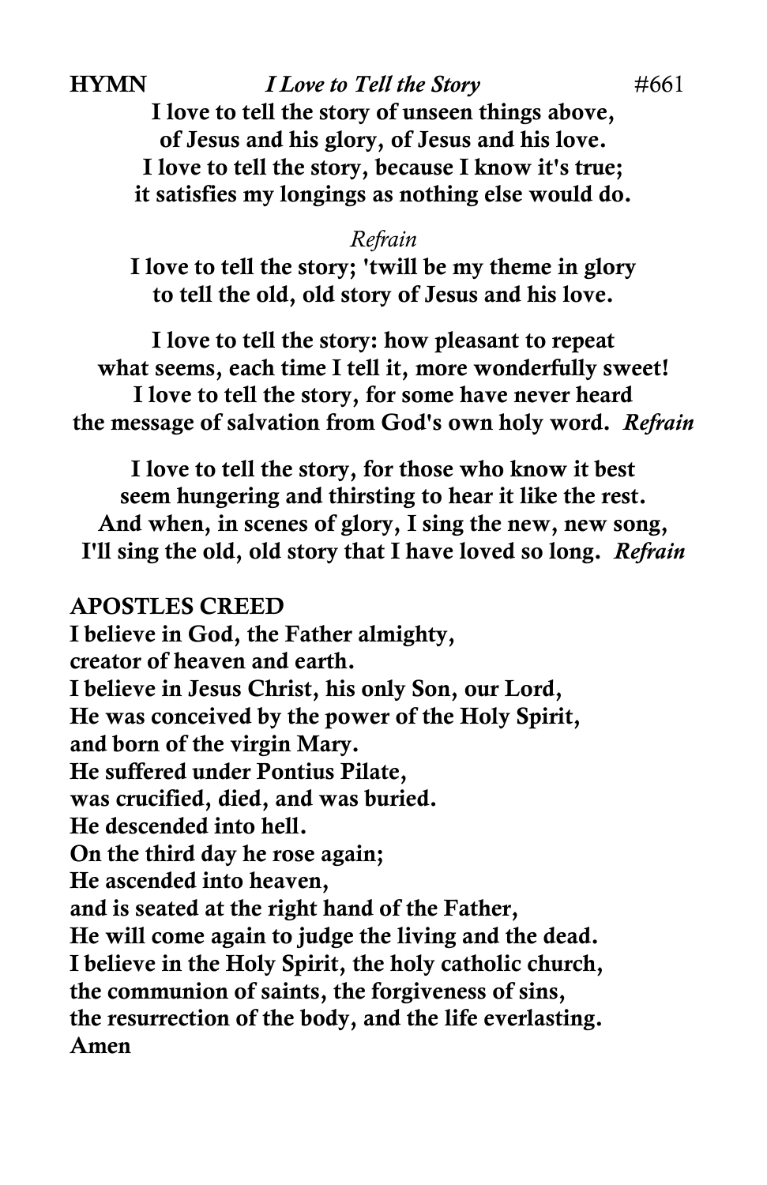**HYMN** *I Love to Tell the Story* #661

**I love to tell the story of unseen things above,**
**of Jesus and his glory, of Jesus and his love.**
**I love to tell the story, because I know it's true;**
**it satisfies my longings as nothing else would do.**

*Refrain*

**I love to tell the story; 'twill be my theme in glory**
**to tell the old, old story of Jesus and his love.**

**I love to tell the story: how pleasant to repeat**
**what seems, each time I tell it, more wonderfully sweet!**
**I love to tell the story, for some have never heard**
**the message of salvation from God's own holy word.** *Refrain*

**I love to tell the story, for those who know it best**
**seem hungering and thirsting to hear it like the rest.**
**And when, in scenes of glory, I sing the new, new song,**
**I'll sing the old, old story that I have loved so long.** *Refrain*

**APOSTLES CREED**

**I believe in God, the Father almighty,**
**creator of heaven and earth.**
**I believe in Jesus Christ, his only Son, our Lord,**
**He was conceived by the power of the Holy Spirit,**
**and born of the virgin Mary.**
**He suffered under Pontius Pilate,**
**was crucified, died, and was buried.**
**He descended into hell.**
**On the third day he rose again;**
**He ascended into heaven,**
**and is seated at the right hand of the Father,**
**He will come again to judge the living and the dead.**
**I believe in the Holy Spirit, the holy catholic church,**
**the communion of saints, the forgiveness of sins,**
**the resurrection of the body, and the life everlasting.**
**Amen**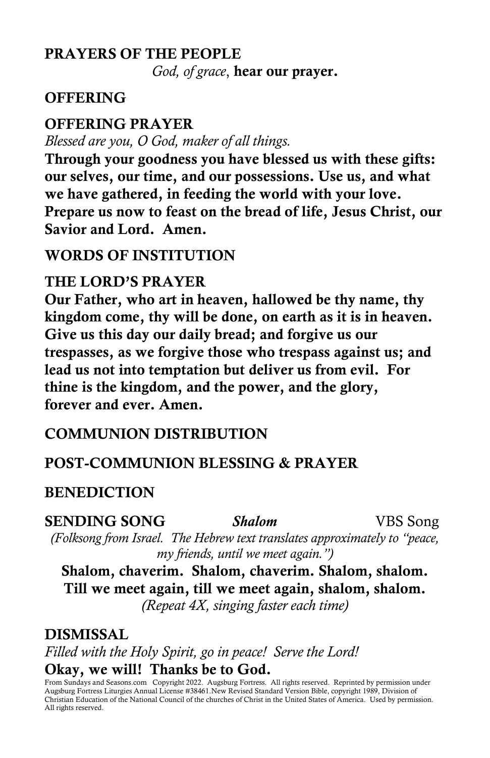## PRAYERS OF THE PEOPLE

*God, of grace,* **hear our prayer.**

## OFFERING

## OFFERING PRAYER

*Blessed are you, O God, maker of all things.*

**Through your goodness you have blessed us with these gifts: our selves, our time, and our possessions. Use us, and what we have gathered, in feeding the world with your love. Prepare us now to feast on the bread of life, Jesus Christ, our Savior and Lord. Amen.**

## WORDS OF INSTITUTION

## THE LORD'S PRAYER

**Our Father, who art in heaven, hallowed be thy name, thy kingdom come, thy will be done, on earth as it is in heaven. Give us this day our daily bread; and forgive us our trespasses, as we forgive those who trespass against us; and lead us not into temptation but deliver us from evil. For thine is the kingdom, and the power, and the glory, forever and ever. Amen.**

## COMMUNION DISTRIBUTION

## POST-COMMUNION BLESSING & PRAYER

## BENEDICTION

## SENDING SONG *Shalom* VBS Song

*(Folksong from Israel. The Hebrew text translates approximately to "peace, my friends, until we meet again.")*

**Shalom, chaverim. Shalom, chaverim. Shalom, shalom.**
**Till we meet again, till we meet again, shalom, shalom.**

*(Repeat 4X, singing faster each time)*

## DISMISSAL

*Filled with the Holy Spirit, go in peace! Serve the Lord!*

**Okay, we will! Thanks be to God.**

From Sundays and Seasons.com Copyright 2022. Augsburg Fortress. All rights reserved. Reprinted by permission under Augsburg Fortress Liturgies Annual License #38461.New Revised Standard Version Bible, copyright 1989, Division of Christian Education of the National Council of the churches of Christ in the United States of America. Used by permission. All rights reserved.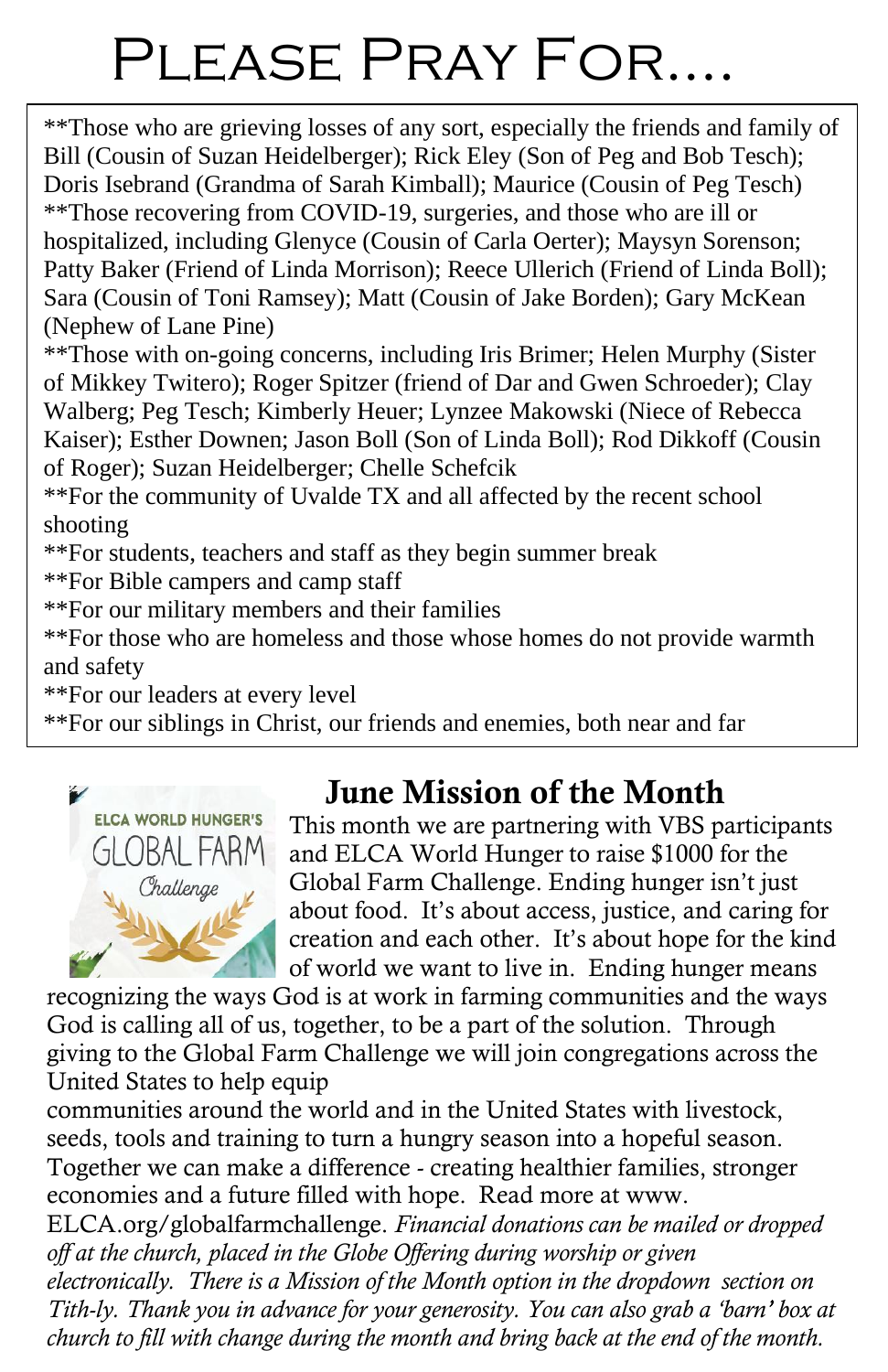# Please Pray For....

**Those who are grieving losses of any sort, especially the friends and family of Bill (Cousin of Suzan Heidelberger); Rick Eley (Son of Peg and Bob Tesch); Doris Isebrand (Grandma of Sarah Kimball); Maurice (Cousin of Peg Tesch)

**Those recovering from COVID-19, surgeries, and those who are ill or hospitalized, including Glenyce (Cousin of Carla Oerter); Maysyn Sorenson; Patty Baker (Friend of Linda Morrison); Reece Ullerich (Friend of Linda Boll); Sara (Cousin of Toni Ramsey); Matt (Cousin of Jake Borden); Gary McKean (Nephew of Lane Pine)

**Those with on-going concerns, including Iris Brimer; Helen Murphy (Sister of Mikkey Twitero); Roger Spitzer (friend of Dar and Gwen Schroeder); Clay Walberg; Peg Tesch; Kimberly Heuer; Lynzee Makowski (Niece of Rebecca Kaiser); Esther Downen; Jason Boll (Son of Linda Boll); Rod Dikkoff (Cousin of Roger); Suzan Heidelberger; Chelle Schefcik

**For the community of Uvalde TX and all affected by the recent school shooting

**For students, teachers and staff as they begin summer break

**For Bible campers and camp staff

**For our military members and their families

**For those who are homeless and those whose homes do not provide warmth and safety

**For our leaders at every level

**For our siblings in Christ, our friends and enemies, both near and far

## June Mission of the Month

ELCA WORLD HUNGER'S GLOBAL FARM Challenge

This month we are partnering with VBS participants and ELCA World Hunger to raise $1000 for the Global Farm Challenge. Ending hunger isn't just about food. It's about access, justice, and caring for creation and each other. It's about hope for the kind of world we want to live in. Ending hunger means recognizing the ways God is at work in farming communities and the ways God is calling all of us, together, to be a part of the solution. Through giving to the Global Farm Challenge we will join congregations across the United States to help equip communities around the world and in the United States with livestock, seeds, tools and training to turn a hungry season into a hopeful season. Together we can make a difference - creating healthier families, stronger economies and a future filled with hope. Read more at www.ELCA.org/globalfarmchallenge. *Financial donations can be mailed or dropped off at the church, placed in the Globe Offering during worship or given electronically. There is a Mission of the Month option in the dropdown section on Tith-ly. Thank you in advance for your generosity. You can also grab a 'barn' box at church to fill with change during the month and bring back at the end of the month.*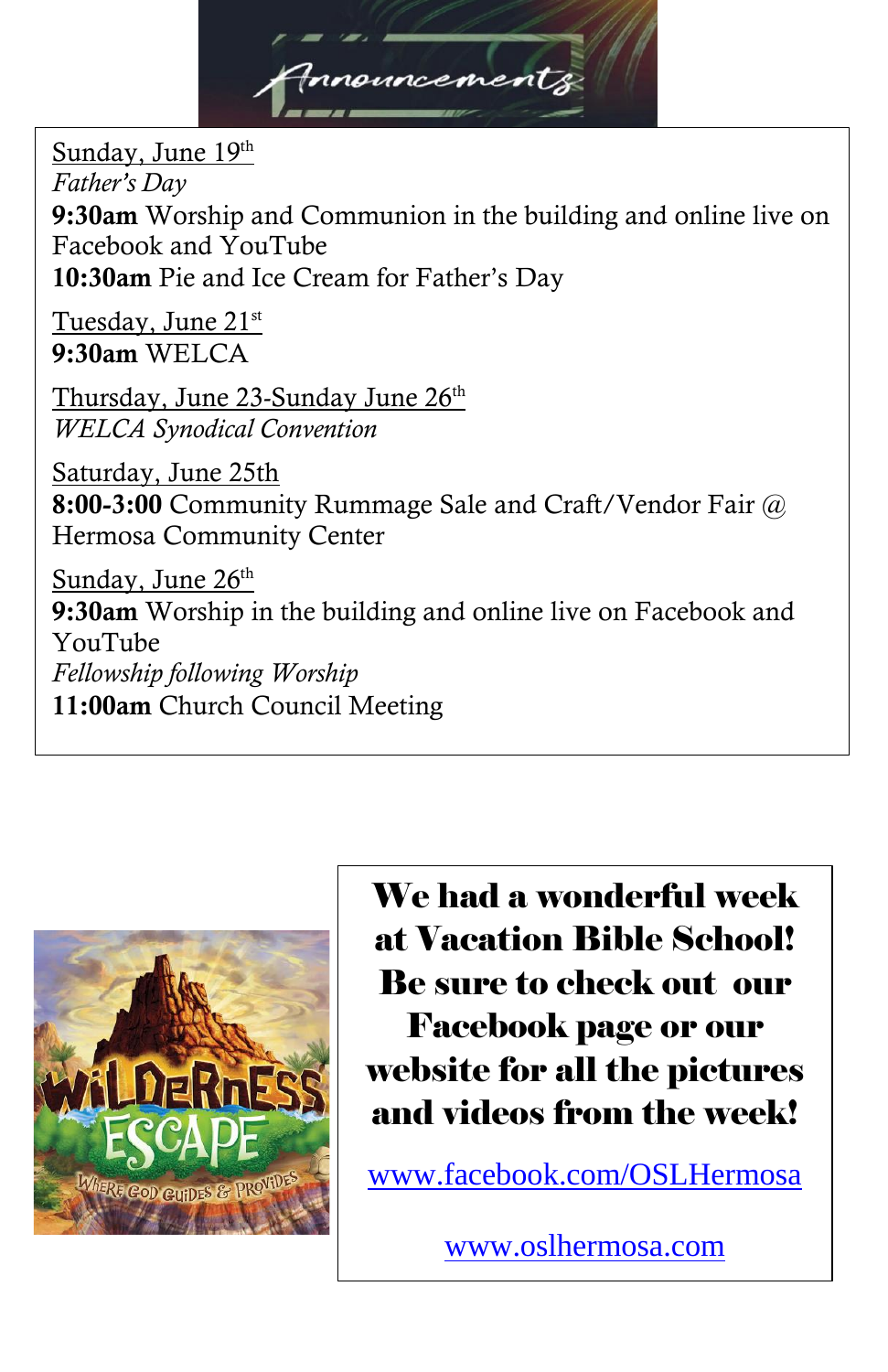# Announcements

<u>Sunday, June 19th</u>
*Father's Day*
**9:30am** Worship and Communion in the building and online live on Facebook and YouTube
**10:30am** Pie and Ice Cream for Father's Day

<u>Tuesday, June 21st</u>
**9:30am** WELCA

<u>Thursday, June 23-Sunday June 26th</u>
*WELCA Synodical Convention*

<u>Saturday, June 25th</u>
**8:00-3:00** Community Rummage Sale and Craft/Vendor Fair @ Hermosa Community Center

<u>Sunday, June 26th</u>
**9:30am** Worship in the building and online live on Facebook and YouTube
*Fellowship following Worship*
**11:00am** Church Council Meeting

**We had a wonderful week at Vacation Bible School! Be sure to check out our Facebook page or our website for all the pictures and videos from the week!**

www.facebook.com/OSLHermosa

www.oslhermosa.com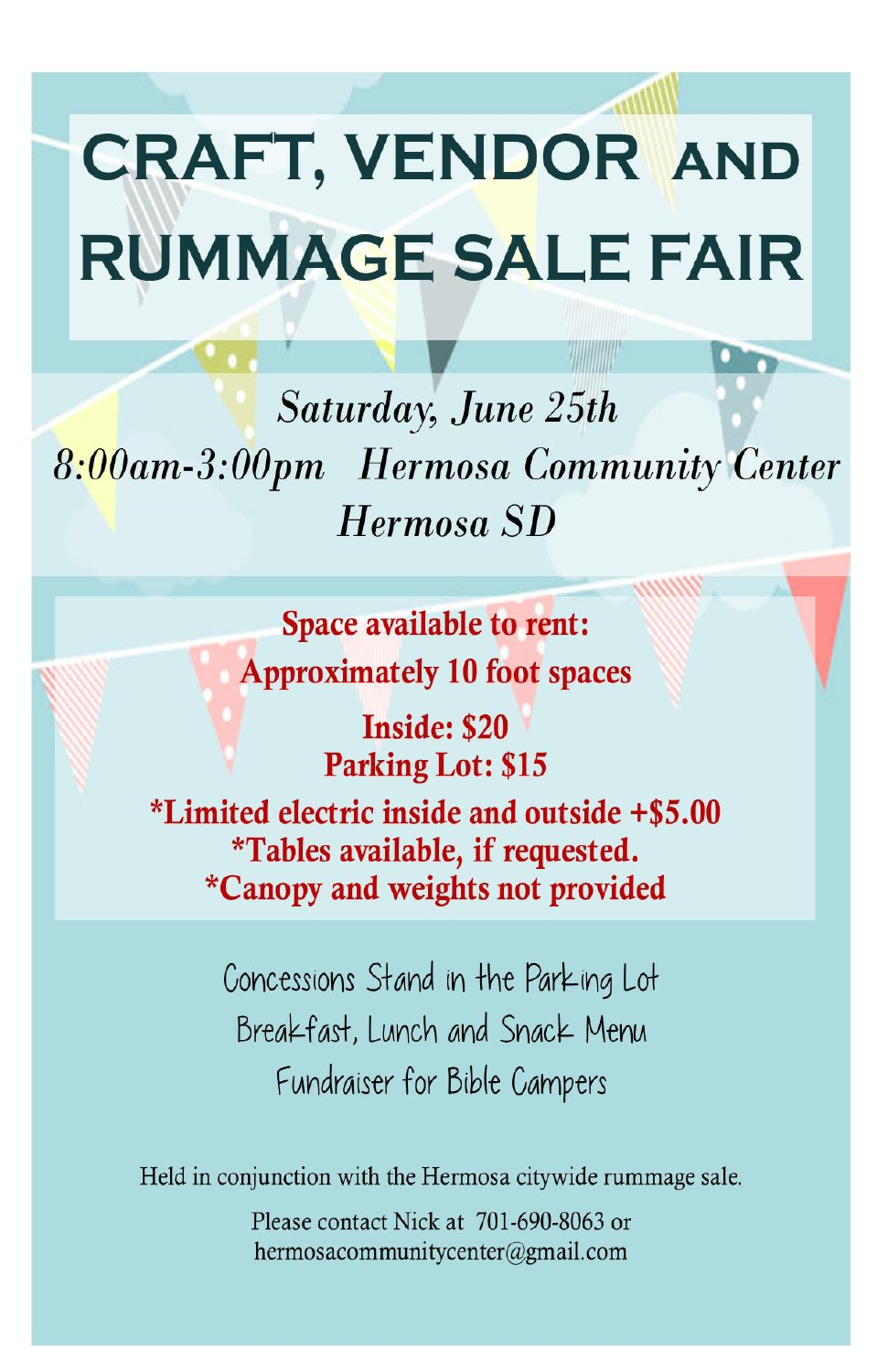# CRAFT, VENDOR AND RUMMAGE SALE FAIR

*Saturday, June 25th*

*8:00am-3:00pm   Hermosa Community Center*

*Hermosa SD*

**Space available to rent:**
**Approximately 10 foot spaces**

**Inside: $20**
**Parking Lot: $15**

**\*Limited electric inside and outside +$5.00**
**\*Tables available, if requested.**
**\*Canopy and weights not provided**

Concessions Stand in the Parking Lot
Breakfast, Lunch and Snack Menu
Fundraiser for Bible Campers

Held in conjunction with the Hermosa citywide rummage sale.

Please contact Nick at 701-690-8063 or
hermosacommunitycenter@gmail.com